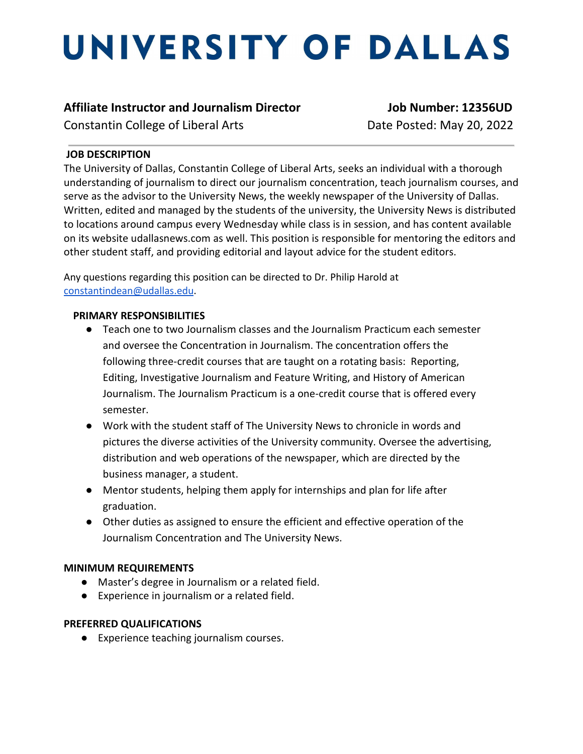# UNIVERSITY OF DALLAS

**Affiliate Instructor and Journalism Director** — **Job Number: 12356UD**

Constantin College of Liberal Arts — Date Posted: May 20, 2022

## JOB DESCRIPTION

The University of Dallas, Constantin College of Liberal Arts, seeks an individual with a thorough understanding of journalism to direct our journalism concentration, teach journalism courses, and serve as the advisor to the University News, the weekly newspaper of the University of Dallas. Written, edited and managed by the students of the university, the University News is distributed to locations around campus every Wednesday while class is in session, and has content available on its website udallasnews.com as well. This position is responsible for mentoring the editors and other student staff, and providing editorial and layout advice for the student editors.

Any questions regarding this position can be directed to Dr. Philip Harold at constantindean@udallas.edu.

## PRIMARY RESPONSIBILITIES

- Teach one to two Journalism classes and the Journalism Practicum each semester and oversee the Concentration in Journalism. The concentration offers the following three-credit courses that are taught on a rotating basis: Reporting, Editing, Investigative Journalism and Feature Writing, and History of American Journalism. The Journalism Practicum is a one-credit course that is offered every semester.
- Work with the student staff of The University News to chronicle in words and pictures the diverse activities of the University community. Oversee the advertising, distribution and web operations of the newspaper, which are directed by the business manager, a student.
- Mentor students, helping them apply for internships and plan for life after graduation.
- Other duties as assigned to ensure the efficient and effective operation of the Journalism Concentration and The University News.

## MINIMUM REQUIREMENTS

- Master's degree in Journalism or a related field.
- Experience in journalism or a related field.

## PREFERRED QUALIFICATIONS

- Experience teaching journalism courses.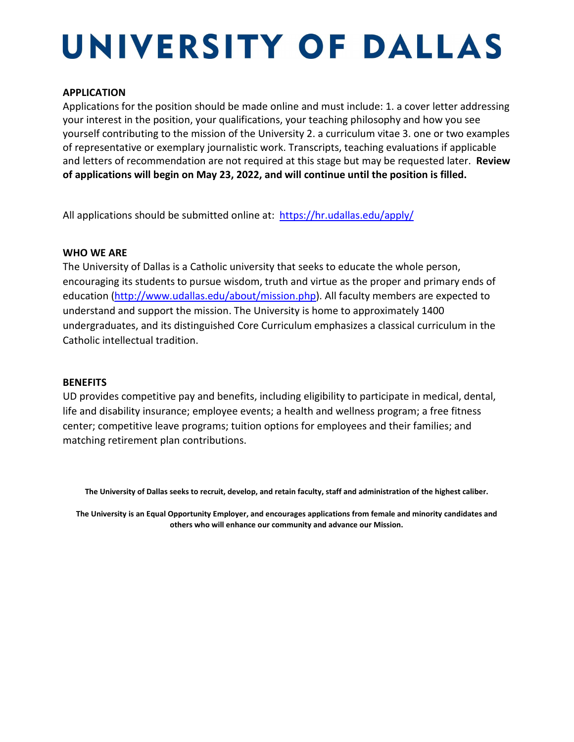# UNIVERSITY OF DALLAS

## APPLICATION

Applications for the position should be made online and must include: 1. a cover letter addressing your interest in the position, your qualifications, your teaching philosophy and how you see yourself contributing to the mission of the University 2. a curriculum vitae 3. one or two examples of representative or exemplary journalistic work. Transcripts, teaching evaluations if applicable and letters of recommendation are not required at this stage but may be requested later. **Review of applications will begin on May 23, 2022, and will continue until the position is filled.**

All applications should be submitted online at: [https://hr.udallas.edu/apply/](https://hr.udallas.edu/apply/)

## WHO WE ARE

The University of Dallas is a Catholic university that seeks to educate the whole person, encouraging its students to pursue wisdom, truth and virtue as the proper and primary ends of education ([http://www.udallas.edu/about/mission.php](http://www.udallas.edu/about/mission.php)). All faculty members are expected to understand and support the mission. The University is home to approximately 1400 undergraduates, and its distinguished Core Curriculum emphasizes a classical curriculum in the Catholic intellectual tradition.

## BENEFITS

UD provides competitive pay and benefits, including eligibility to participate in medical, dental, life and disability insurance; employee events; a health and wellness program; a free fitness center; competitive leave programs; tuition options for employees and their families; and matching retirement plan contributions.

**The University of Dallas seeks to recruit, develop, and retain faculty, staff and administration of the highest caliber.**

**The University is an Equal Opportunity Employer, and encourages applications from female and minority candidates and others who will enhance our community and advance our Mission.**